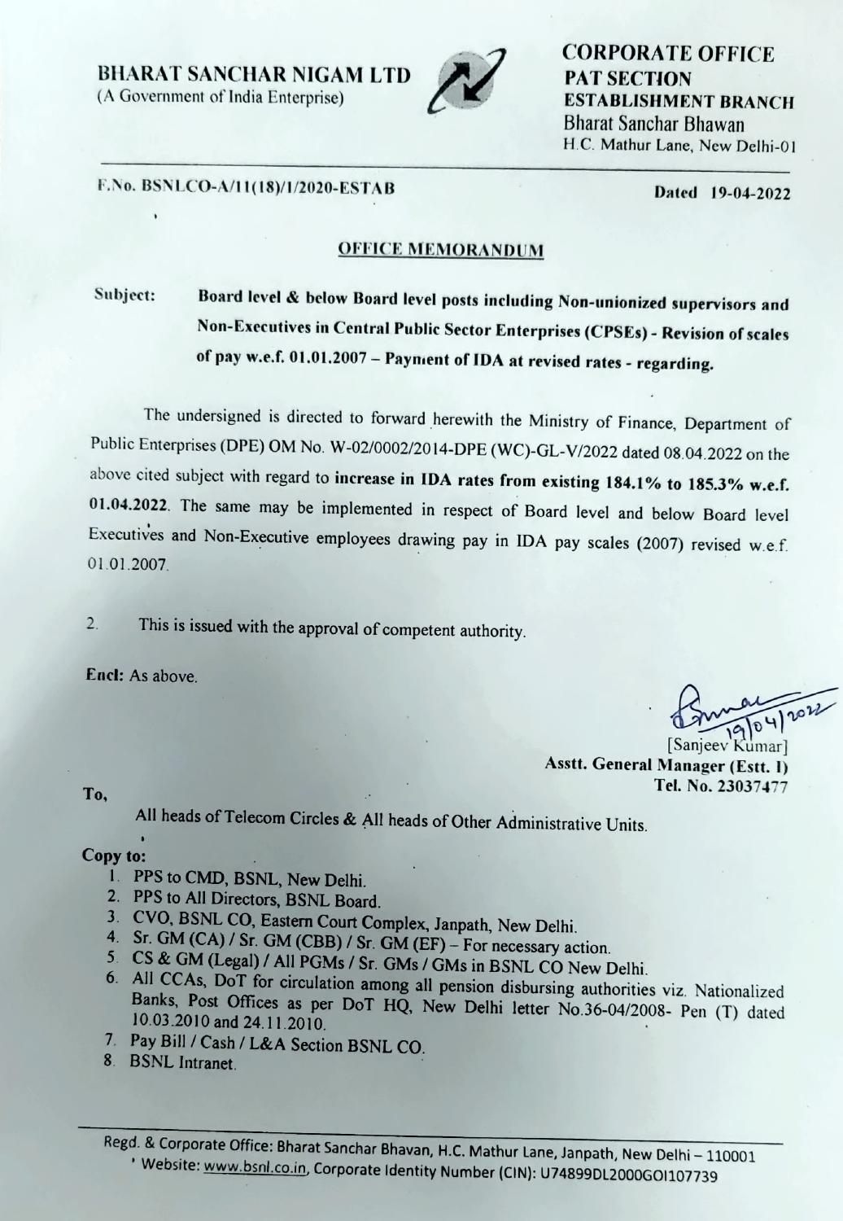**BHARAT SANCHAR NIGAM LTD**
(A Government of India Enterprise)

**CORPORATE OFFICE**
**PAT SECTION**
**ESTABLISHMENT BRANCH**
Bharat Sanchar Bhawan
H.C. Mathur Lane, New Delhi-01

**F.No. BSNLCO-A/11(18)/1/2020-ESTAB** **Dated 19-04-2022**

## OFFICE MEMORANDUM

**Subject:** **Board level & below Board level posts including Non-unionized supervisors and Non-Executives in Central Public Sector Enterprises (CPSEs) - Revision of scales of pay w.e.f. 01.01.2007 – Payment of IDA at revised rates - regarding.**

The undersigned is directed to forward herewith the Ministry of Finance, Department of Public Enterprises (DPE) OM No. W-02/0002/2014-DPE (WC)-GL-V/2022 dated 08.04.2022 on the above cited subject with regard to **increase in IDA rates from existing 184.1% to 185.3% w.e.f. 01.04.2022**. The same may be implemented in respect of Board level and below Board level Executives and Non-Executive employees drawing pay in IDA pay scales (2007) revised w.e.f. 01.01.2007.

2. This is issued with the approval of competent authority.

**Encl:** As above.

19/04/2022
[Sanjeev Kumar]
**Asstt. General Manager (Estt. I)**
**Tel. No. 23037477**

**To,**

All heads of Telecom Circles & All heads of Other Administrative Units.

**Copy to:**

1. PPS to CMD, BSNL, New Delhi.
2. PPS to All Directors, BSNL Board.
3. CVO, BSNL CO, Eastern Court Complex, Janpath, New Delhi.
4. Sr. GM (CA) / Sr. GM (CBB) / Sr. GM (EF) – For necessary action.
5. CS & GM (Legal) / All PGMs / Sr. GMs / GMs in BSNL CO New Delhi.
6. All CCAs, DoT for circulation among all pension disbursing authorities viz. Nationalized Banks, Post Offices as per DoT HQ, New Delhi letter No.36-04/2008- Pen (T) dated 10.03.2010 and 24.11.2010.
7. Pay Bill / Cash / L&A Section BSNL CO.
8. BSNL Intranet.

Regd. & Corporate Office: Bharat Sanchar Bhavan, H.C. Mathur Lane, Janpath, New Delhi – 110001
Website: www.bsnl.co.in, Corporate Identity Number (CIN): U74899DL2000GOI107739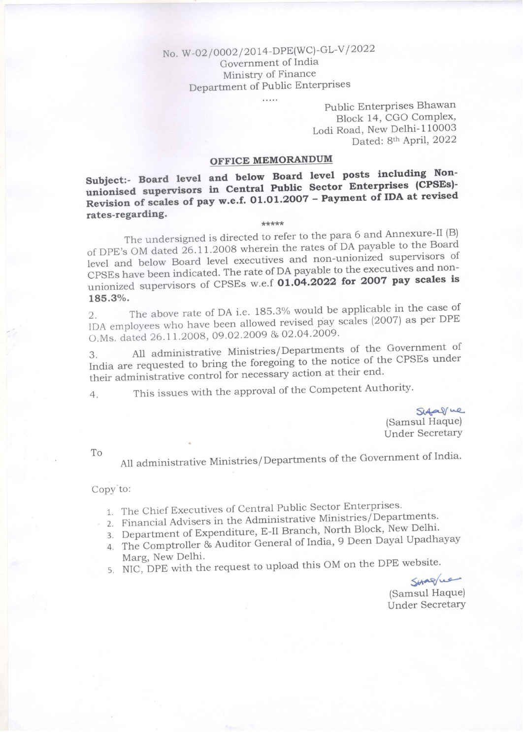No. W-02/0002/2014-DPE(WC)-GL-V/2022
Government of India
Ministry of Finance
Department of Public Enterprises

.....

Public Enterprises Bhawan
Block 14, CGO Complex,
Lodi Road, New Delhi-110003
Dated: 8th April, 2022

## OFFICE MEMORANDUM

**Subject:- Board level and below Board level posts including Non-unionised supervisors in Central Public Sector Enterprises (CPSEs)- Revision of scales of pay w.e.f. 01.01.2007 – Payment of IDA at revised rates-regarding.**

*****

The undersigned is directed to refer to the para 6 and Annexure-II (B) of DPE's OM dated 26.11.2008 wherein the rates of DA payable to the Board level and below Board level executives and non-unionized supervisors of CPSEs have been indicated. The rate of DA payable to the executives and non-unionized supervisors of CPSEs w.e.f **01.04.2022 for 2007 pay scales is 185.3%.**

2. The above rate of DA i.e. 185.3% would be applicable in the case of IDA employees who have been allowed revised pay scales (2007) as per DPE O.Ms. dated 26.11.2008, 09.02.2009 & 02.04.2009.

3. All administrative Ministries/Departments of the Government of India are requested to bring the foregoing to the notice of the CPSEs under their administrative control for necessary action at their end.

4. This issues with the approval of the Competent Authority.

(Samsul Haque)
Under Secretary

To

All administrative Ministries/Departments of the Government of India.

Copy to:

1. The Chief Executives of Central Public Sector Enterprises.
2. Financial Advisers in the Administrative Ministries/Departments.
3. Department of Expenditure, E-II Branch, North Block, New Delhi.
4. The Comptroller & Auditor General of India, 9 Deen Dayal Upadhayay Marg, New Delhi.
5. NIC, DPE with the request to upload this OM on the DPE website.

(Samsul Haque)
Under Secretary